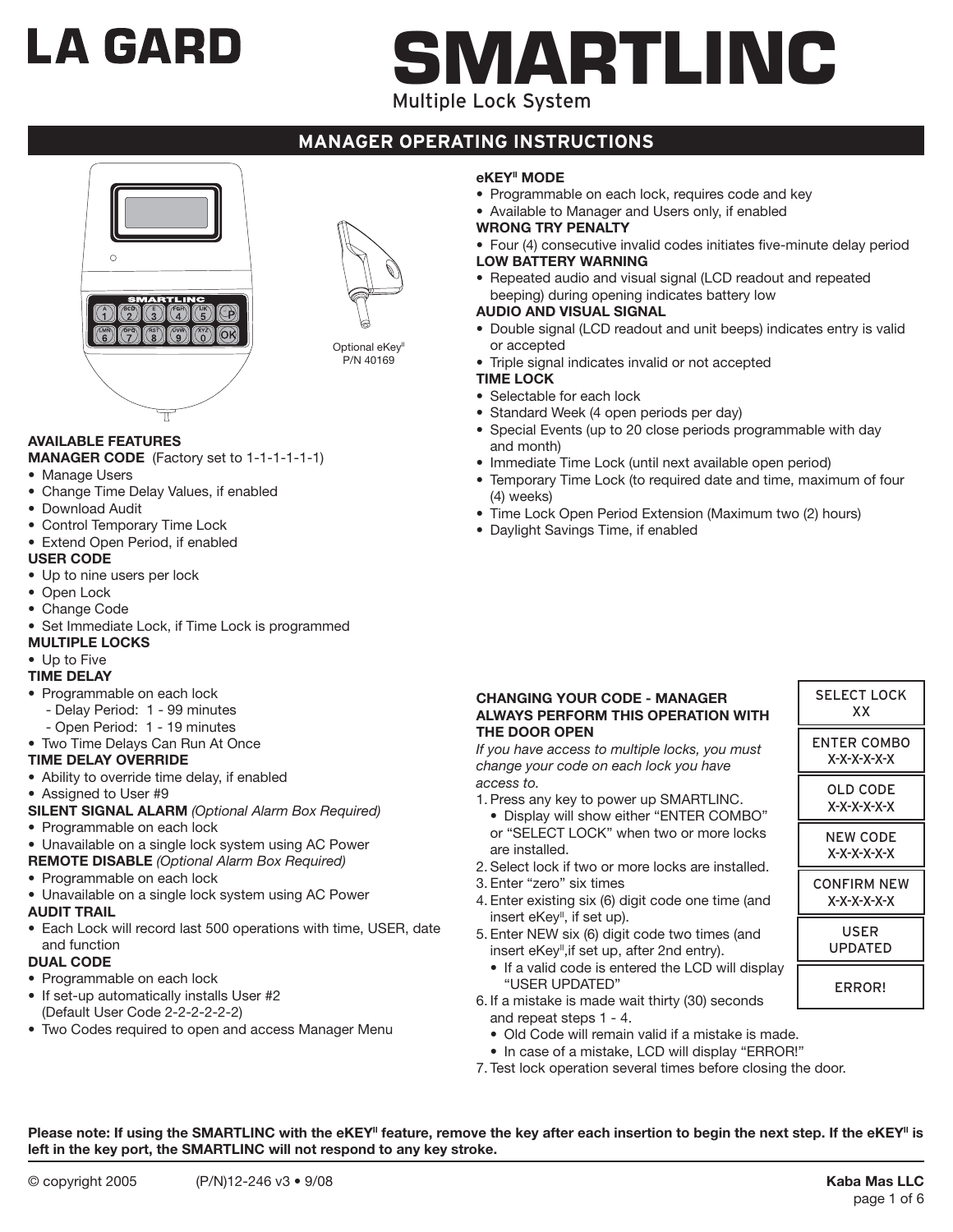# LA GARD

# SMARTLINC

Multiple Lock System

## MANAGER OPERATING INSTRUCTIONS

Optional eKey[II]
P/N 40169

### AVAILABLE FEATURES

**MANAGER CODE** (Factory set to 1-1-1-1-1-1)

- Manage Users
- Change Time Delay Values, if enabled
- Download Audit
- Control Temporary Time Lock
- Extend Open Period, if enabled

**USER CODE**

- Up to nine users per lock
- Open Lock
- Change Code
- Set Immediate Lock, if Time Lock is programmed

**MULTIPLE LOCKS**

- Up to Five

**TIME DELAY**

- Programmable on each lock
  - Delay Period: 1 - 99 minutes
  - Open Period: 1 - 19 minutes
- Two Time Delays Can Run At Once

**TIME DELAY OVERRIDE**

- Ability to override time delay, if enabled
- Assigned to User #9

**SILENT SIGNAL ALARM** *(Optional Alarm Box Required)*

- Programmable on each lock
- Unavailable on a single lock system using AC Power

**REMOTE DISABLE** *(Optional Alarm Box Required)*

- Programmable on each lock
- Unavailable on a single lock system using AC Power

**AUDIT TRAIL**

- Each Lock will record last 500 operations with time, USER, date and function

**DUAL CODE**

- Programmable on each lock
- If set-up automatically installs User #2 (Default User Code 2-2-2-2-2-2)
- Two Codes required to open and access Manager Menu

**eKEY[II] MODE**

- Programmable on each lock, requires code and key
- Available to Manager and Users only, if enabled

**WRONG TRY PENALTY**

- Four (4) consecutive invalid codes initiates five-minute delay period

**LOW BATTERY WARNING**

- Repeated audio and visual signal (LCD readout and repeated beeping) during opening indicates battery low

**AUDIO AND VISUAL SIGNAL**

- Double signal (LCD readout and unit beeps) indicates entry is valid or accepted
- Triple signal indicates invalid or not accepted

**TIME LOCK**

- Selectable for each lock
- Standard Week (4 open periods per day)
- Special Events (up to 20 close periods programmable with day and month)
- Immediate Time Lock (until next available open period)
- Temporary Time Lock (to required date and time, maximum of four (4) weeks)
- Time Lock Open Period Extension (Maximum two (2) hours)
- Daylight Savings Time, if enabled

### CHANGING YOUR CODE - MANAGER ALWAYS PERFORM THIS OPERATION WITH THE DOOR OPEN

*If you have access to multiple locks, you must change your code on each lock you have access to.*

1. Press any key to power up SMARTLINC.
   - Display will show either "ENTER COMBO" or "SELECT LOCK" when two or more locks are installed.
2. Select lock if two or more locks are installed.
3. Enter "zero" six times
4. Enter existing six (6) digit code one time (and insert eKey[II], if set up).
5. Enter NEW six (6) digit code two times (and insert eKey[II], if set up, after 2nd entry).
   - If a valid code is entered the LCD will display "USER UPDATED"
6. If a mistake is made wait thirty (30) seconds and repeat steps 1 - 4.
   - Old Code will remain valid if a mistake is made.
   - In case of a mistake, LCD will display "ERROR!"
7. Test lock operation several times before closing the door.

| LCD Display |
|---|
| SELECT LOCK XX |
| ENTER COMBO X-X-X-X-X-X |
| OLD CODE X-X-X-X-X-X |
| NEW CODE X-X-X-X-X-X |
| CONFIRM NEW X-X-X-X-X-X |
| USER UPDATED |
| ERROR! |

**Please note: If using the SMARTLINC with the eKEY[II] feature, remove the key after each insertion to begin the next step. If the eKEY[II] is left in the key port, the SMARTLINC will not respond to any key stroke.**

© copyright 2005 (P/N)12-246 v3 • 9/08 **Kaba Mas LLC**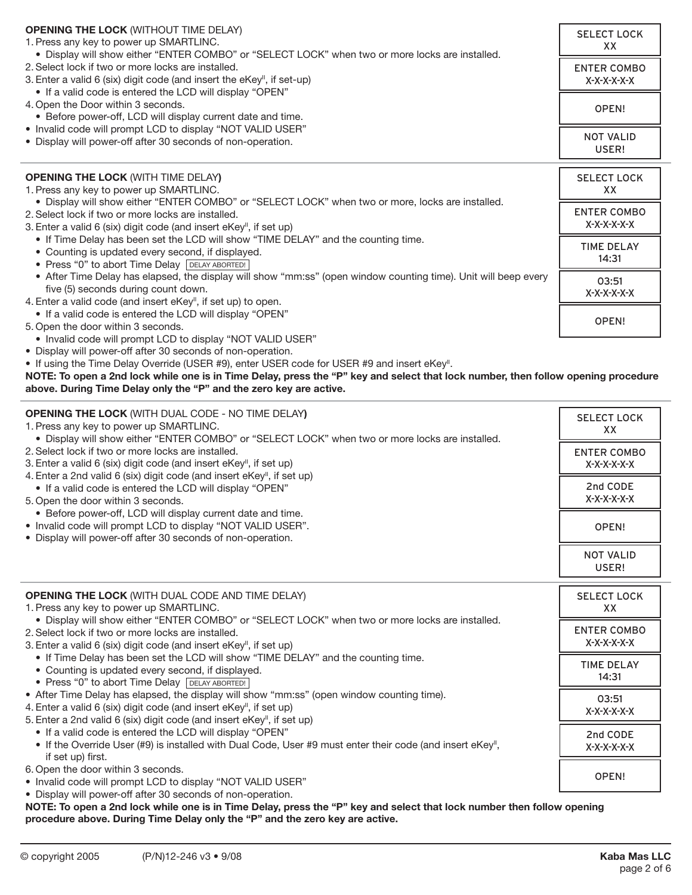**OPENING THE LOCK** (WITHOUT TIME DELAY)

1. Press any key to power up SMARTLINC.
   - Display will show either "ENTER COMBO" or "SELECT LOCK" when two or more locks are installed.
2. Select lock if two or more locks are installed.
3. Enter a valid 6 (six) digit code (and insert the eKey[II], if set-up)
   - If a valid code is entered the LCD will display "OPEN"
4. Open the Door within 3 seconds.
   - Before power-off, LCD will display current date and time.

- Invalid code will prompt LCD to display "NOT VALID USER"
- Display will power-off after 30 seconds of non-operation.

| Display |
|---|
| SELECT LOCK XX |
| ENTER COMBO X-X-X-X-X-X |
| OPEN! |
| NOT VALID USER! |

---

**OPENING THE LOCK** (WITH TIME DELAY**)**

1. Press any key to power up SMARTLINC.
   - Display will show either "ENTER COMBO" or "SELECT LOCK" when two or more, locks are installed.
2. Select lock if two or more locks are installed.
3. Enter a valid 6 (six) digit code (and insert eKey[II], if set up)
   - If Time Delay has been set the LCD will show "TIME DELAY" and the counting time.
   - Counting is updated every second, if displayed.
   - Press "0" to abort Time Delay `DELAY ABORTED!`
   - After Time Delay has elapsed, the display will show "mm:ss" (open window counting time). Unit will beep every five (5) seconds during count down.
4. Enter a valid code (and insert eKey[II], if set up) to open.
   - If a valid code is entered the LCD will display "OPEN"
5. Open the door within 3 seconds.
   - Invalid code will prompt LCD to display "NOT VALID USER"

- Display will power-off after 30 seconds of non-operation.
- If using the Time Delay Override (USER #9), enter USER code for USER #9 and insert eKey[II].

| Display |
|---|
| SELECT LOCK XX |
| ENTER COMBO X-X-X-X-X-X |
| TIME DELAY 14:31 |
| 03:51 X-X-X-X-X-X |
| OPEN! |

**NOTE: To open a 2nd lock while one is in Time Delay, press the "P" key and select that lock number, then follow opening procedure above. During Time Delay only the "P" and the zero key are active.**

---

**OPENING THE LOCK** (WITH DUAL CODE - NO TIME DELAY**)**

1. Press any key to power up SMARTLINC.
   - Display will show either "ENTER COMBO" or "SELECT LOCK" when two or more locks are installed.
2. Select lock if two or more locks are installed.
3. Enter a valid 6 (six) digit code (and insert eKey[II], if set up)
4. Enter a 2nd valid 6 (six) digit code (and insert eKey[II], if set up)
   - If a valid code is entered the LCD will display "OPEN"
5. Open the door within 3 seconds.
   - Before power-off, LCD will display current date and time.

- Invalid code will prompt LCD to display "NOT VALID USER".
- Display will power-off after 30 seconds of non-operation.

| Display |
|---|
| SELECT LOCK XX |
| ENTER COMBO X-X-X-X-X-X |
| 2nd CODE X-X-X-X-X-X |
| OPEN! |
| NOT VALID USER! |

---

**OPENING THE LOCK** (WITH DUAL CODE AND TIME DELAY)

1. Press any key to power up SMARTLINC.
   - Display will show either "ENTER COMBO" or "SELECT LOCK" when two or more locks are installed.
2. Select lock if two or more locks are installed.
3. Enter a valid 6 (six) digit code (and insert eKey[II], if set up)
   - If Time Delay has been set the LCD will show "TIME DELAY" and the counting time.
   - Counting is updated every second, if displayed.
   - Press "0" to abort Time Delay `DELAY ABORTED!`

- After Time Delay has elapsed, the display will show "mm:ss" (open window counting time).

4. Enter a valid 6 (six) digit code (and insert eKey[II], if set up)
5. Enter a 2nd valid 6 (six) digit code (and insert eKey[II], if set up)
   - If a valid code is entered the LCD will display "OPEN"
   - If the Override User (#9) is installed with Dual Code, User #9 must enter their code (and insert eKey[II], if set up) first.
6. Open the door within 3 seconds.

- Invalid code will prompt LCD to display "NOT VALID USER"
- Display will power-off after 30 seconds of non-operation.

| Display |
|---|
| SELECT LOCK XX |
| ENTER COMBO X-X-X-X-X-X |
| TIME DELAY 14:31 |
| 03:51 X-X-X-X-X-X |
| 2nd CODE X-X-X-X-X-X |
| OPEN! |

**NOTE: To open a 2nd lock while one is in Time Delay, press the "P" key and select that lock number then follow opening procedure above. During Time Delay only the "P" and the zero key are active.**

© copyright 2005 (P/N)12-246 v3 • 9/08 **Kaba Mas LLC**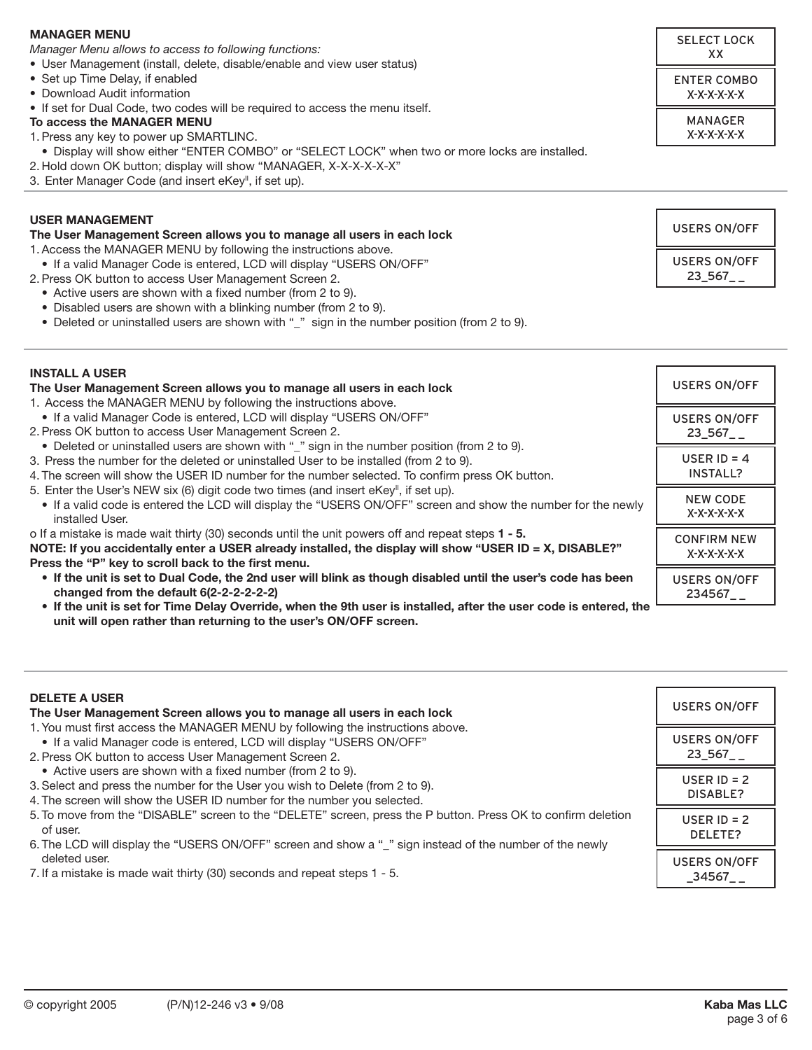## MANAGER MENU

*Manager Menu allows to access to following functions:*

- User Management (install, delete, disable/enable and view user status)
- Set up Time Delay, if enabled
- Download Audit information
- If set for Dual Code, two codes will be required to access the menu itself.

**To access the MANAGER MENU**

1. Press any key to power up SMARTLINC.
   - Display will show either "ENTER COMBO" or "SELECT LOCK" when two or more locks are installed.
2. Hold down OK button; display will show "MANAGER, X-X-X-X-X-X"
3. Enter Manager Code (and insert eKey[II], if set up).

| SELECT LOCK<br>XX |
|---|
| ENTER COMBO<br>X-X-X-X-X-X |
| MANAGER<br>X-X-X-X-X-X |

## USER MANAGEMENT

**The User Management Screen allows you to manage all users in each lock**

1. Access the MANAGER MENU by following the instructions above.
   - If a valid Manager Code is entered, LCD will display "USERS ON/OFF"
2. Press OK button to access User Management Screen 2.
   - Active users are shown with a fixed number (from 2 to 9).
   - Disabled users are shown with a blinking number (from 2 to 9).
   - Deleted or uninstalled users are shown with "_" sign in the number position (from 2 to 9).

| USERS ON/OFF |
|---|
| USERS ON/OFF<br>23_567_ _ |

## INSTALL A USER

**The User Management Screen allows you to manage all users in each lock**

1. Access the MANAGER MENU by following the instructions above.
   - If a valid Manager Code is entered, LCD will display "USERS ON/OFF"
2. Press OK button to access User Management Screen 2.
   - Deleted or uninstalled users are shown with "_" sign in the number position (from 2 to 9).
3. Press the number for the deleted or uninstalled User to be installed (from 2 to 9).
4. The screen will show the USER ID number for the number selected. To confirm press OK button.
5. Enter the User's NEW six (6) digit code two times (and insert eKey[II], if set up).
   - If a valid code is entered the LCD will display the "USERS ON/OFF" screen and show the number for the newly installed User.

o If a mistake is made wait thirty (30) seconds until the unit powers off and repeat steps **1 - 5.**

**NOTE: If you accidentally enter a USER already installed, the display will show "USER ID = X, DISABLE?" Press the "P" key to scroll back to the first menu.**

- **If the unit is set to Dual Code, the 2nd user will blink as though disabled until the user's code has been changed from the default 6(2-2-2-2-2-2)**
- **If the unit is set for Time Delay Override, when the 9th user is installed, after the user code is entered, the unit will open rather than returning to the user's ON/OFF screen.**

| USERS ON/OFF |
|---|
| USERS ON/OFF<br>23_567_ _ |
| USER ID = 4<br>INSTALL? |
| NEW CODE<br>X-X-X-X-X-X |
| CONFIRM NEW<br>X-X-X-X-X-X |
| USERS ON/OFF<br>234567_ _ |

## DELETE A USER

**The User Management Screen allows you to manage all users in each lock**

1. You must first access the MANAGER MENU by following the instructions above.
   - If a valid Manager code is entered, LCD will display "USERS ON/OFF"
2. Press OK button to access User Management Screen 2.
   - Active users are shown with a fixed number (from 2 to 9).
3. Select and press the number for the User you wish to Delete (from 2 to 9).
4. The screen will show the USER ID number for the number you selected.
5. To move from the "DISABLE" screen to the "DELETE" screen, press the P button. Press OK to confirm deletion of user.
6. The LCD will display the "USERS ON/OFF" screen and show a "_" sign instead of the number of the newly deleted user.
7. If a mistake is made wait thirty (30) seconds and repeat steps 1 - 5.

| USERS ON/OFF |
|---|
| USERS ON/OFF<br>23_567_ _ |
| USER ID = 2<br>DISABLE? |
| USER ID = 2<br>DELETE? |
| USERS ON/OFF<br>_34567_ _ |

© copyright 2005 (P/N)12-246 v3 • 9/08 **Kaba Mas LLC**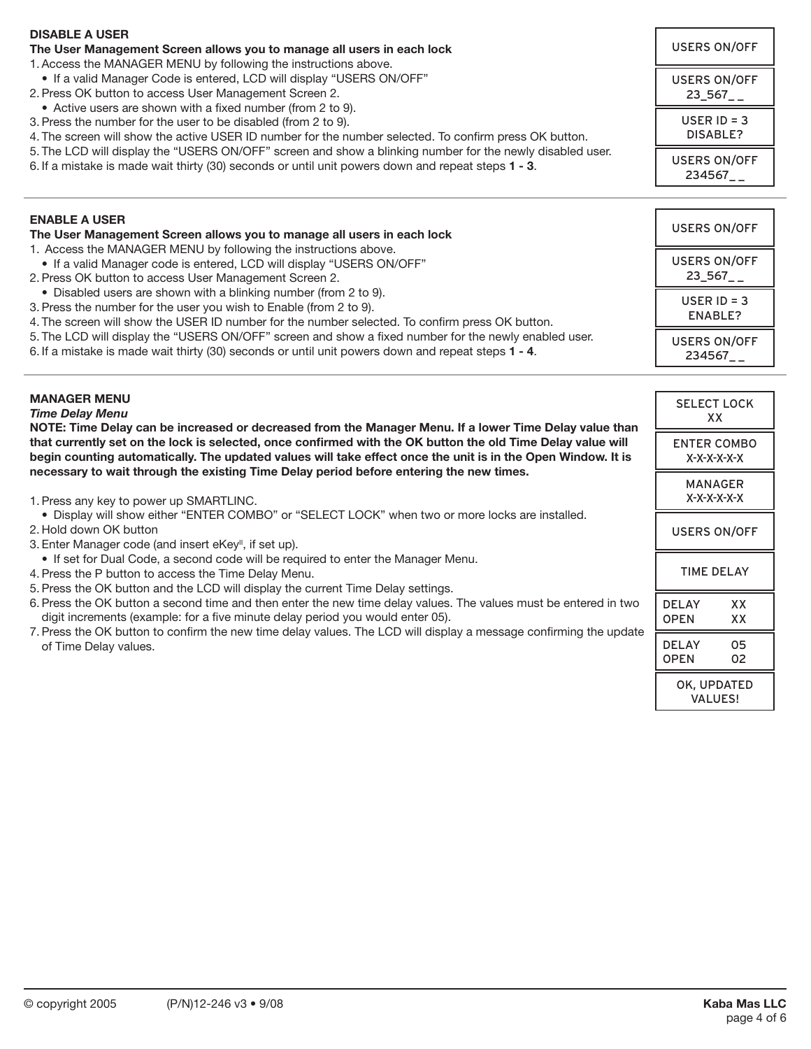## DISABLE A USER

**The User Management Screen allows you to manage all users in each lock**

1. Access the MANAGER MENU by following the instructions above.
   - If a valid Manager Code is entered, LCD will display "USERS ON/OFF"
2. Press OK button to access User Management Screen 2.
   - Active users are shown with a fixed number (from 2 to 9).
3. Press the number for the user to be disabled (from 2 to 9).
4. The screen will show the active USER ID number for the number selected. To confirm press OK button.
5. The LCD will display the "USERS ON/OFF" screen and show a blinking number for the newly disabled user.
6. If a mistake is made wait thirty (30) seconds or until unit powers down and repeat steps **1 - 3**.

```
USERS ON/OFF
```

```
USERS ON/OFF
23_567_ _
```

```
USER ID = 3
DISABLE?
```

```
USERS ON/OFF
234567_ _
```

## ENABLE A USER

**The User Management Screen allows you to manage all users in each lock**

1. Access the MANAGER MENU by following the instructions above.
   - If a valid Manager code is entered, LCD will display "USERS ON/OFF"
2. Press OK button to access User Management Screen 2.
   - Disabled users are shown with a blinking number (from 2 to 9).
3. Press the number for the user you wish to Enable (from 2 to 9).
4. The screen will show the USER ID number for the number selected. To confirm press OK button.
5. The LCD will display the "USERS ON/OFF" screen and show a fixed number for the newly enabled user.
6. If a mistake is made wait thirty (30) seconds or until unit powers down and repeat steps **1 - 4**.

```
USERS ON/OFF
```

```
USERS ON/OFF
23_567_ _
```

```
USER ID = 3
ENABLE?
```

```
USERS ON/OFF
234567_ _
```

## MANAGER MENU

***Time Delay Menu***

**NOTE: Time Delay can be increased or decreased from the Manager Menu. If a lower Time Delay value than that currently set on the lock is selected, once confirmed with the OK button the old Time Delay value will begin counting automatically. The updated values will take effect once the unit is in the Open Window. It is necessary to wait through the existing Time Delay period before entering the new times.**

1. Press any key to power up SMARTLINC.
   - Display will show either "ENTER COMBO" or "SELECT LOCK" when two or more locks are installed.
2. Hold down OK button
3. Enter Manager code (and insert eKey[II], if set up).
   - If set for Dual Code, a second code will be required to enter the Manager Menu.
4. Press the P button to access the Time Delay Menu.
5. Press the OK button and the LCD will display the current Time Delay settings.
6. Press the OK button a second time and then enter the new time delay values. The values must be entered in two digit increments (example: for a five minute delay period you would enter 05).
7. Press the OK button to confirm the new time delay values. The LCD will display a message confirming the update of Time Delay values.

```
SELECT LOCK
XX
```

```
ENTER COMBO
X-X-X-X-X-X
```

```
MANAGER
X-X-X-X-X-X
```

```
USERS ON/OFF
```

```
TIME DELAY
```

```
DELAY    XX
OPEN     XX
```

```
DELAY    05
OPEN     02
```

```
OK, UPDATED
VALUES!
```

© copyright 2005 (P/N)12-246 v3 • 9/08 Kaba Mas LLC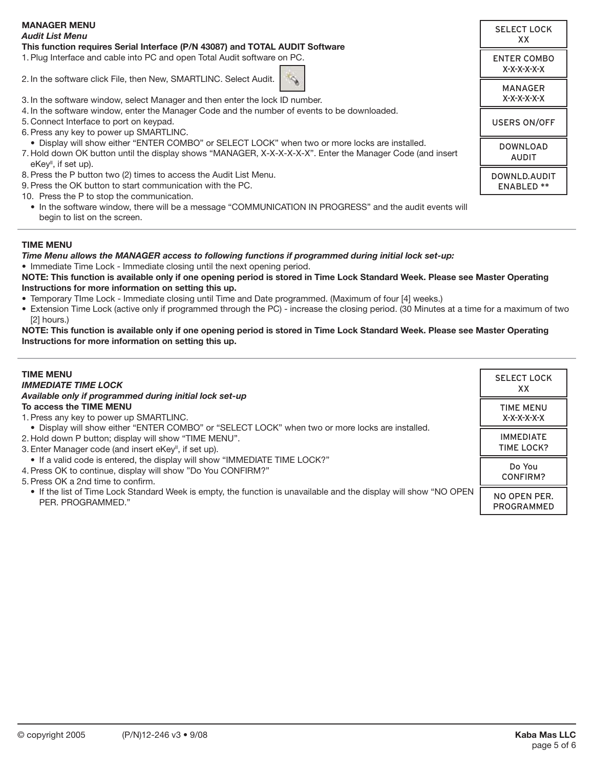## MANAGER MENU

***Audit List Menu***

**This function requires Serial Interface (P/N 43087) and TOTAL AUDIT Software**

1. Plug Interface and cable into PC and open Total Audit software on PC.
2. In the software click File, then New, SMARTLINC. Select Audit.
3. In the software window, select Manager and then enter the lock ID number.
4. In the software window, enter the Manager Code and the number of events to be downloaded.
5. Connect Interface to port on keypad.
6. Press any key to power up SMARTLINC.
   - Display will show either "ENTER COMBO" or SELECT LOCK" when two or more locks are installed.
7. Hold down OK button until the display shows "MANAGER, X-X-X-X-X-X". Enter the Manager Code (and insert eKey[II], if set up).
8. Press the P button two (2) times to access the Audit List Menu.
9. Press the OK button to start communication with the PC.
10. Press the P to stop the communication.
    - In the software window, there will be a message "COMMUNICATION IN PROGRESS" and the audit events will begin to list on the screen.

| |
|---|
| SELECT LOCK XX |
| ENTER COMBO X-X-X-X-X-X |
| MANAGER X-X-X-X-X-X |
| USERS ON/OFF |
| DOWNLOAD AUDIT |
| DOWNLD.AUDIT ENABLED ** |

---

## TIME MENU

***Time Menu allows the MANAGER access to following functions if programmed during initial lock set-up:***

- Immediate Time Lock - Immediate closing until the next opening period.

**NOTE: This function is available only if one opening period is stored in Time Lock Standard Week. Please see Master Operating Instructions for more information on setting this up.**

- Temporary TIme Lock - Immediate closing until Time and Date programmed. (Maximum of four [4] weeks.)
- Extension Time Lock (active only if programmed through the PC) - increase the closing period. (30 Minutes at a time for a maximum of two [2] hours.)

**NOTE: This function is available only if one opening period is stored in Time Lock Standard Week. Please see Master Operating Instructions for more information on setting this up.**

---

## TIME MENU

***IMMEDIATE TIME LOCK***

***Available only if programmed during initial lock set-up***

**To access the TIME MENU**

1. Press any key to power up SMARTLINC.
   - Display will show either "ENTER COMBO" or "SELECT LOCK" when two or more locks are installed.
2. Hold down P button; display will show "TIME MENU".
3. Enter Manager code (and insert eKey[II], if set up).
   - If a valid code is entered, the display will show "IMMEDIATE TIME LOCK?"
4. Press OK to continue, display will show "Do You CONFIRM?"
5. Press OK a 2nd time to confirm.
   - If the list of Time Lock Standard Week is empty, the function is unavailable and the display will show "NO OPEN PER. PROGRAMMED."

| |
|---|
| SELECT LOCK XX |
| TIME MENU X-X-X-X-X-X |
| IMMEDIATE TIME LOCK? |
| Do You CONFIRM? |
| NO OPEN PER. PROGRAMMED |

© copyright 2005 (P/N)12-246 v3 • 9/08 **Kaba Mas LLC**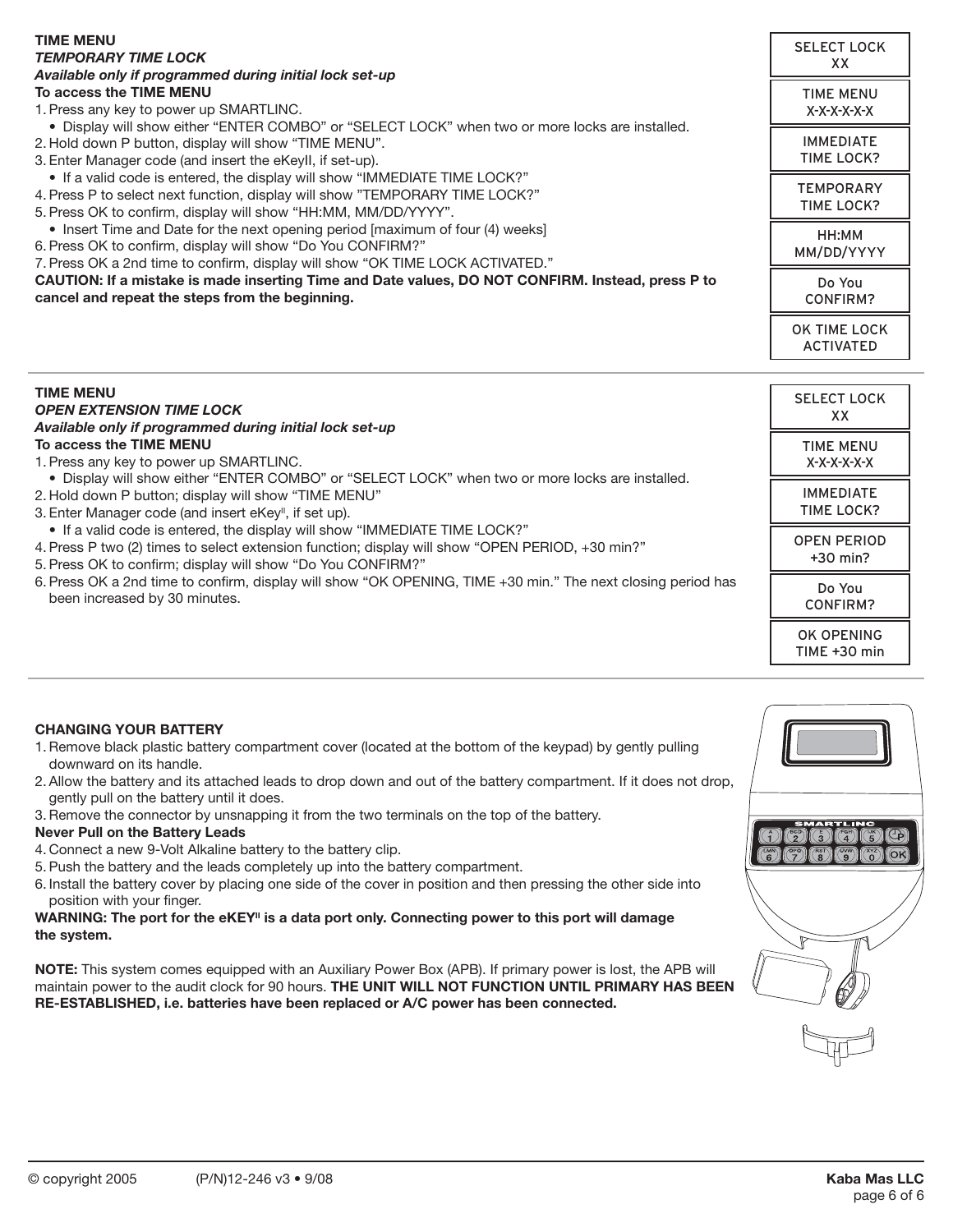**TIME MENU**

***TEMPORARY TIME LOCK***

***Available only if programmed during initial lock set-up***

**To access the TIME MENU**

1. Press any key to power up SMARTLINC.
   - Display will show either "ENTER COMBO" or "SELECT LOCK" when two or more locks are installed.
2. Hold down P button, display will show "TIME MENU".
3. Enter Manager code (and insert the eKeyII, if set-up).
   - If a valid code is entered, the display will show "IMMEDIATE TIME LOCK?"
4. Press P to select next function, display will show "TEMPORARY TIME LOCK?"
5. Press OK to confirm, display will show "HH:MM, MM/DD/YYYY".
   - Insert Time and Date for the next opening period [maximum of four (4) weeks]
6. Press OK to confirm, display will show "Do You CONFIRM?"
7. Press OK a 2nd time to confirm, display will show "OK TIME LOCK ACTIVATED."

**CAUTION: If a mistake is made inserting Time and Date values, DO NOT CONFIRM. Instead, press P to cancel and repeat the steps from the beginning.**

SELECT LOCK XX

TIME MENU X-X-X-X-X-X

IMMEDIATE TIME LOCK?

TEMPORARY TIME LOCK?

HH:MM MM/DD/YYYY

Do You CONFIRM?

OK TIME LOCK ACTIVATED

---

**TIME MENU**

***OPEN EXTENSION TIME LOCK***

***Available only if programmed during initial lock set-up***

**To access the TIME MENU**

1. Press any key to power up SMARTLINC.
   - Display will show either "ENTER COMBO" or "SELECT LOCK" when two or more locks are installed.
2. Hold down P button; display will show "TIME MENU"
3. Enter Manager code (and insert eKeyII, if set up).
   - If a valid code is entered, the display will show "IMMEDIATE TIME LOCK?"
4. Press P two (2) times to select extension function; display will show "OPEN PERIOD, +30 min?"
5. Press OK to confirm; display will show "Do You CONFIRM?"
6. Press OK a 2nd time to confirm, display will show "OK OPENING, TIME +30 min." The next closing period has been increased by 30 minutes.

SELECT LOCK XX

TIME MENU X-X-X-X-X-X

IMMEDIATE TIME LOCK?

OPEN PERIOD +30 min?

Do You CONFIRM?

OK OPENING TIME +30 min

---

**CHANGING YOUR BATTERY**

1. Remove black plastic battery compartment cover (located at the bottom of the keypad) by gently pulling downward on its handle.
2. Allow the battery and its attached leads to drop down and out of the battery compartment. If it does not drop, gently pull on the battery until it does.
3. Remove the connector by unsnapping it from the two terminals on the top of the battery.

**Never Pull on the Battery Leads**

4. Connect a new 9-Volt Alkaline battery to the battery clip.
5. Push the battery and the leads completely up into the battery compartment.
6. Install the battery cover by placing one side of the cover in position and then pressing the other side into position with your finger.

**WARNING: The port for the eKEYII is a data port only. Connecting power to this port will damage the system.**

**NOTE:** This system comes equipped with an Auxiliary Power Box (APB). If primary power is lost, the APB will maintain power to the audit clock for 90 hours. **THE UNIT WILL NOT FUNCTION UNTIL PRIMARY HAS BEEN RE-ESTABLISHED, i.e. batteries have been replaced or A/C power has been connected.**

© copyright 2005 (P/N)12-246 v3 • 9/08 Kaba Mas LLC